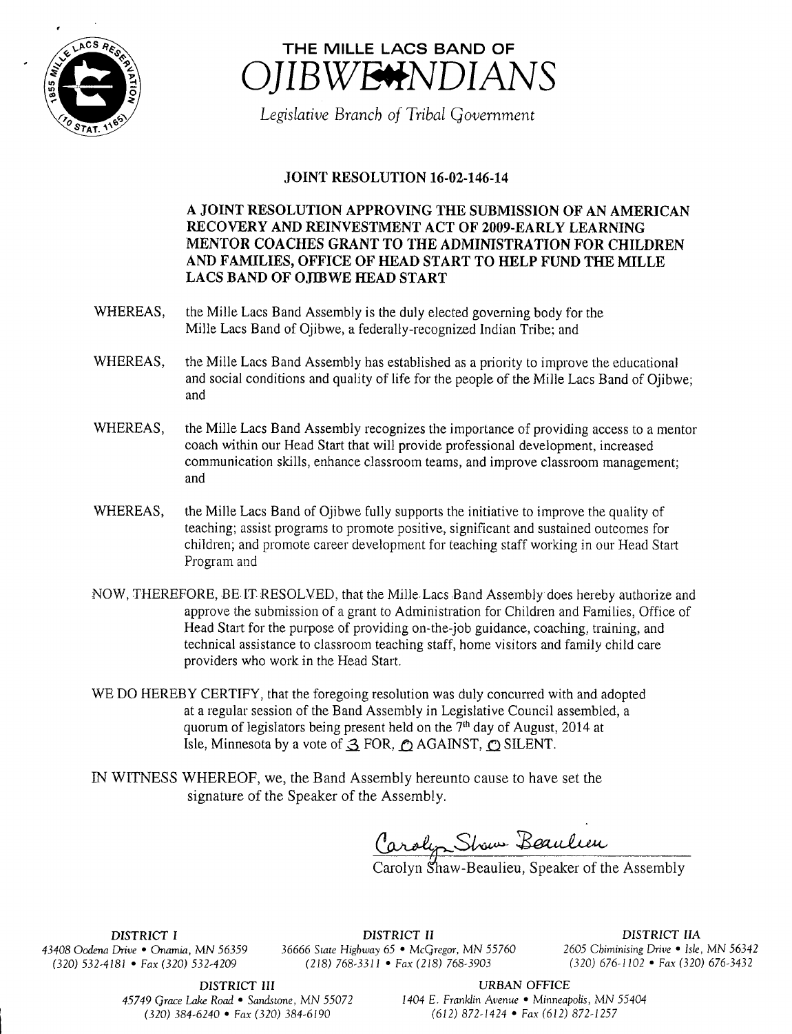# THE MILLE LACS BAND OF OJIBWE INDIANS

*Legislative Branch of Tribal Government*

## JOINT RESOLUTION 16-02-146-14

**A JOINT RESOLUTION APPROVING THE SUBMISSION OF AN AMERICAN RECOVERY AND REINVESTMENT ACT OF 2009-EARLY LEARNING MENTOR COACHES GRANT TO THE ADMINISTRATION FOR CHILDREN AND FAMILIES, OFFICE OF HEAD START TO HELP FUND THE MILLE LACS BAND OF OJIBWE HEAD START**

WHEREAS, the Mille Lacs Band Assembly is the duly elected governing body for the Mille Lacs Band of Ojibwe, a federally-recognized Indian Tribe; and

WHEREAS, the Mille Lacs Band Assembly has established as a priority to improve the educational and social conditions and quality of life for the people of the Mille Lacs Band of Ojibwe; and

WHEREAS, the Mille Lacs Band Assembly recognizes the importance of providing access to a mentor coach within our Head Start that will provide professional development, increased communication skills, enhance classroom teams, and improve classroom management; and

WHEREAS, the Mille Lacs Band of Ojibwe fully supports the initiative to improve the quality of teaching; assist programs to promote positive, significant and sustained outcomes for children; and promote career development for teaching staff working in our Head Start Program and

NOW, THEREFORE, BE IT RESOLVED, that the Mille Lacs Band Assembly does hereby authorize and approve the submission of a grant to Administration for Children and Families, Office of Head Start for the purpose of providing on-the-job guidance, coaching, training, and technical assistance to classroom teaching staff, home visitors and family child care providers who work in the Head Start.

WE DO HEREBY CERTIFY, that the foregoing resolution was duly concurred with and adopted at a regular session of the Band Assembly in Legislative Council assembled, a quorum of legislators being present held on the 7th day of August, 2014 at Isle, Minnesota by a vote of 3 FOR, 0 AGAINST, 0 SILENT.

IN WITNESS WHEREOF, we, the Band Assembly hereunto cause to have set the signature of the Speaker of the Assembly.

Carolyn Shaw-Beaulieu

Carolyn Shaw-Beaulieu, Speaker of the Assembly

*DISTRICT I*
*43408 Oodena Drive • Onamia, MN 56359*
*(320) 532-4181 • Fax (320) 532-4209*

*DISTRICT II*
*36666 State Highway 65 • McGregor, MN 55760*
*(218) 768-3311 • Fax (218) 768-3903*

*DISTRICT IIA*
*2605 Chiminising Drive • Isle, MN 56342*
*(320) 676-1102 • Fax (320) 676-3432*

DISTRICT III
*45749 Grace Lake Road • Sandstone, MN 55072*
*(320) 384-6240 • Fax (320) 384-6190*

URBAN OFFICE
*1404 E. Franklin Avenue • Minneapolis, MN 55404*
*(612) 872-1424 • Fax (612) 872-1257*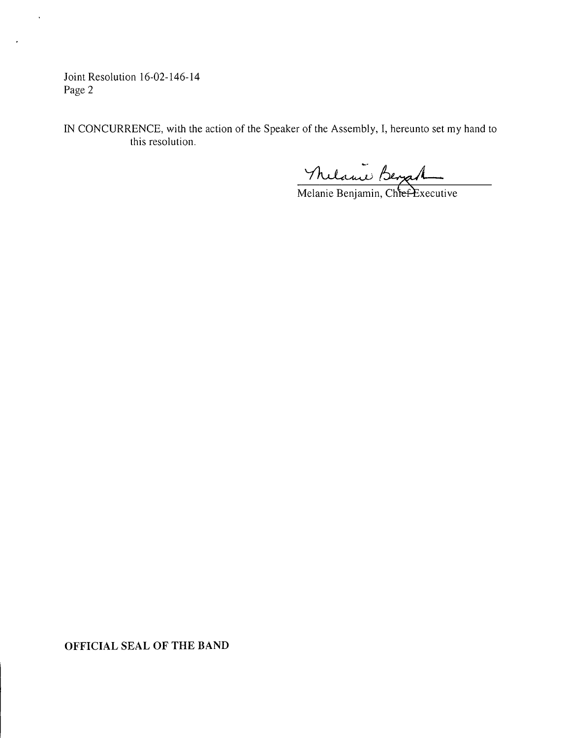Joint Resolution 16-02-146-14
Page 2

IN CONCURRENCE, with the action of the Speaker of the Assembly, I, hereunto set my hand to this resolution.

Melanie Benjamin, Chief Executive

**OFFICIAL SEAL OF THE BAND**